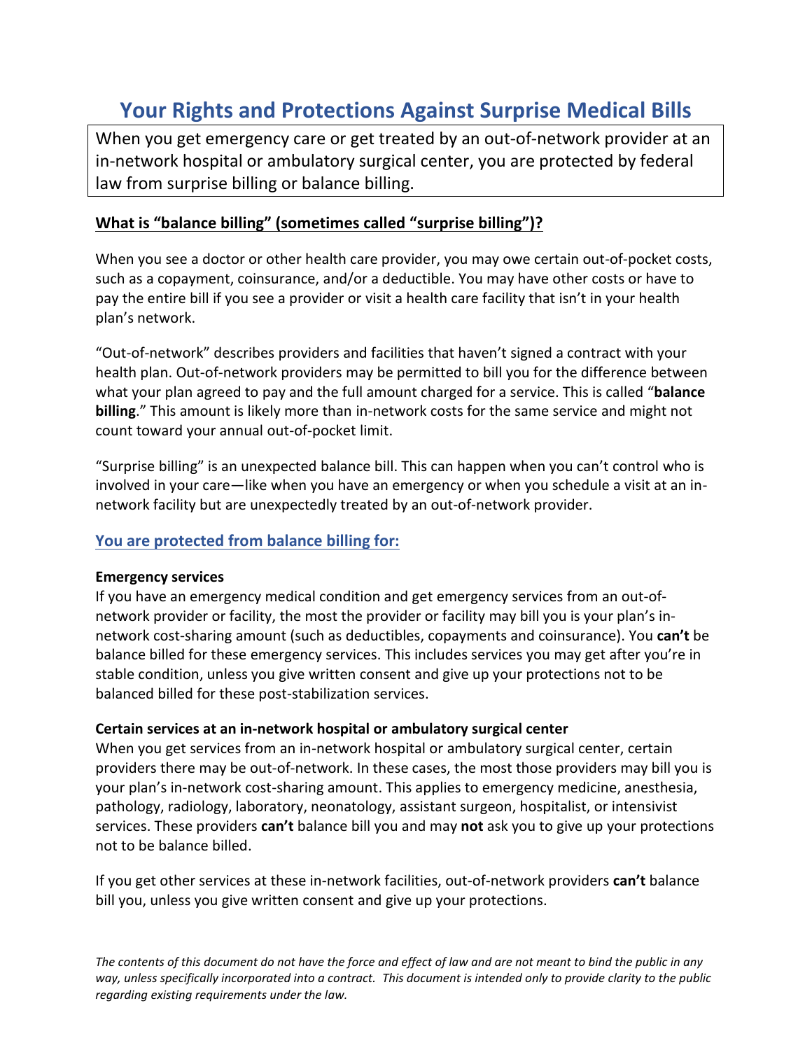# Your Rights and Protections Against Surprise Medical Bills

When you get emergency care or get treated by an out-of-network provider at an in-network hospital or ambulatory surgical center, you are protected by federal law from surprise billing or balance billing.

## What is "balance billing" (sometimes called "surprise billing")?

When you see a doctor or other health care provider, you may owe certain out-of-pocket costs, such as a copayment, coinsurance, and/or a deductible. You may have other costs or have to pay the entire bill if you see a provider or visit a health care facility that isn't in your health plan's network.

"Out-of-network" describes providers and facilities that haven't signed a contract with your health plan. Out-of-network providers may be permitted to bill you for the difference between what your plan agreed to pay and the full amount charged for a service. This is called "**balance billing**." This amount is likely more than in-network costs for the same service and might not count toward your annual out-of-pocket limit.

"Surprise billing" is an unexpected balance bill. This can happen when you can't control who is involved in your care—like when you have an emergency or when you schedule a visit at an in-network facility but are unexpectedly treated by an out-of-network provider.

## You are protected from balance billing for:

**Emergency services**
If you have an emergency medical condition and get emergency services from an out-of-network provider or facility, the most the provider or facility may bill you is your plan's in-network cost-sharing amount (such as deductibles, copayments and coinsurance). You **can't** be balance billed for these emergency services. This includes services you may get after you're in stable condition, unless you give written consent and give up your protections not to be balanced billed for these post-stabilization services.

**Certain services at an in-network hospital or ambulatory surgical center**
When you get services from an in-network hospital or ambulatory surgical center, certain providers there may be out-of-network. In these cases, the most those providers may bill you is your plan's in-network cost-sharing amount. This applies to emergency medicine, anesthesia, pathology, radiology, laboratory, neonatology, assistant surgeon, hospitalist, or intensivist services. These providers **can't** balance bill you and may **not** ask you to give up your protections not to be balance billed.

If you get other services at these in-network facilities, out-of-network providers **can't** balance bill you, unless you give written consent and give up your protections.

*The contents of this document do not have the force and effect of law and are not meant to bind the public in any way, unless specifically incorporated into a contract. This document is intended only to provide clarity to the public regarding existing requirements under the law.*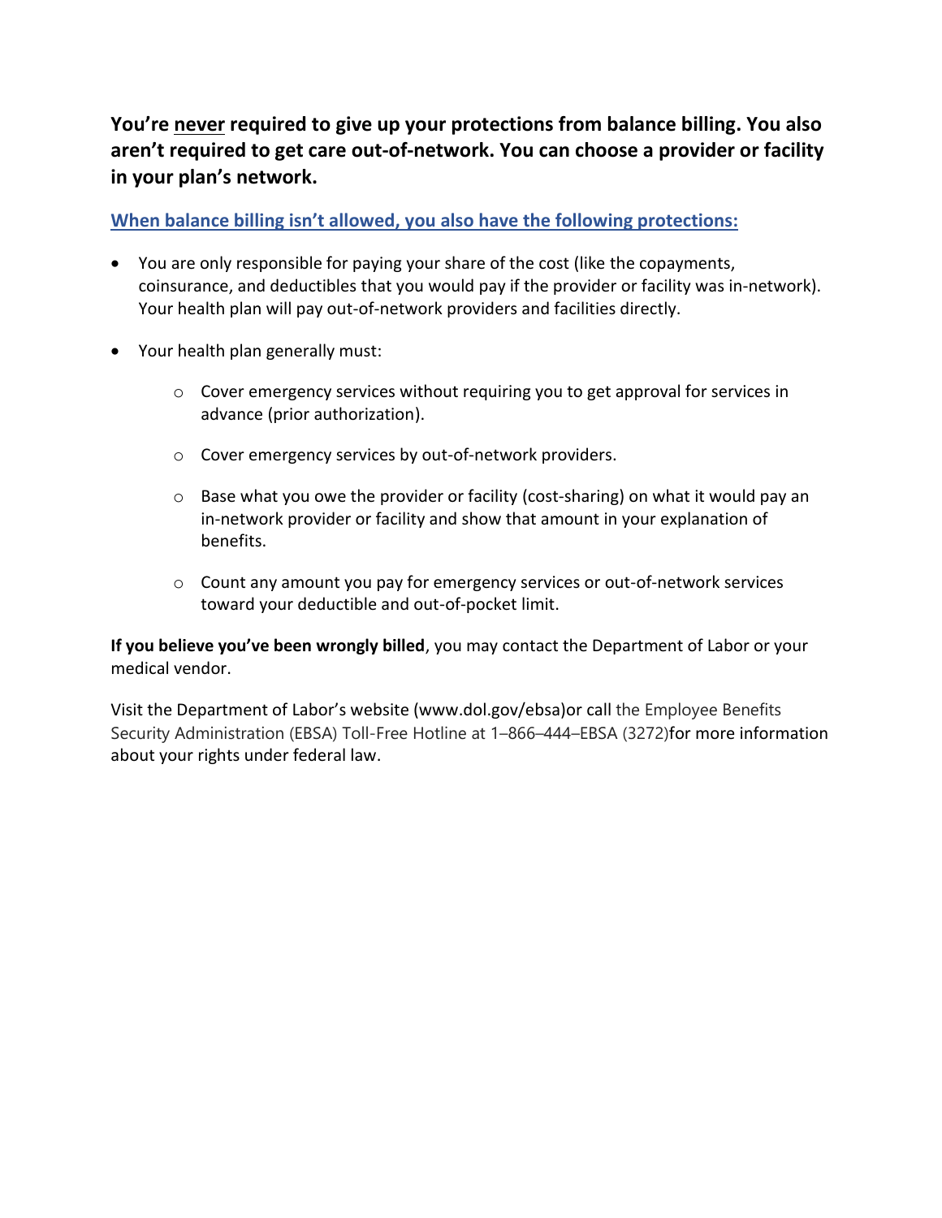**You're never required to give up your protections from balance billing. You also aren't required to get care out-of-network. You can choose a provider or facility in your plan's network.**

**When balance billing isn't allowed, you also have the following protections:**

- You are only responsible for paying your share of the cost (like the copayments, coinsurance, and deductibles that you would pay if the provider or facility was in-network). Your health plan will pay out-of-network providers and facilities directly.
- Your health plan generally must:
  - Cover emergency services without requiring you to get approval for services in advance (prior authorization).
  - Cover emergency services by out-of-network providers.
  - Base what you owe the provider or facility (cost-sharing) on what it would pay an in-network provider or facility and show that amount in your explanation of benefits.
  - Count any amount you pay for emergency services or out-of-network services toward your deductible and out-of-pocket limit.

**If you believe you've been wrongly billed**, you may contact the Department of Labor or your medical vendor.

Visit the Department of Labor's website (www.dol.gov/ebsa)or call the Employee Benefits Security Administration (EBSA) Toll-Free Hotline at 1–866–444–EBSA (3272)for more information about your rights under federal law.